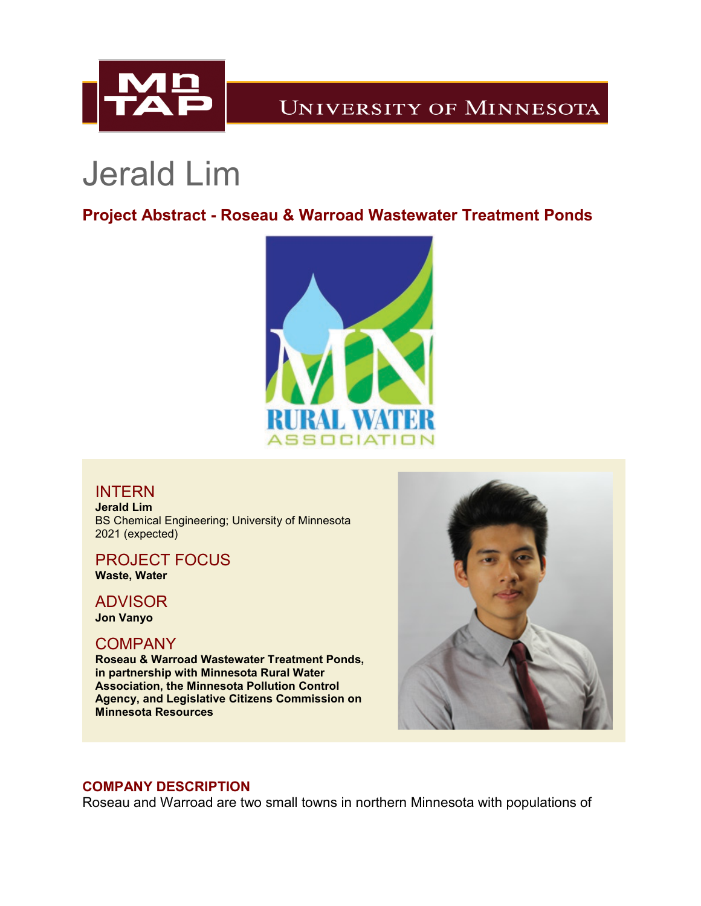# Jerald Lim

## Project Abstract - Roseau & Warroad Wastewater Treatment Ponds

### INTERN
**Jerald Lim**
BS Chemical Engineering; University of Minnesota
2021 (expected)

### PROJECT FOCUS
**Waste, Water**

### ADVISOR
**Jon Vanyo**

### COMPANY
**Roseau & Warroad Wastewater Treatment Ponds, in partnership with Minnesota Rural Water Association, the Minnesota Pollution Control Agency, and Legislative Citizens Commission on Minnesota Resources**

### COMPANY DESCRIPTION
Roseau and Warroad are two small towns in northern Minnesota with populations of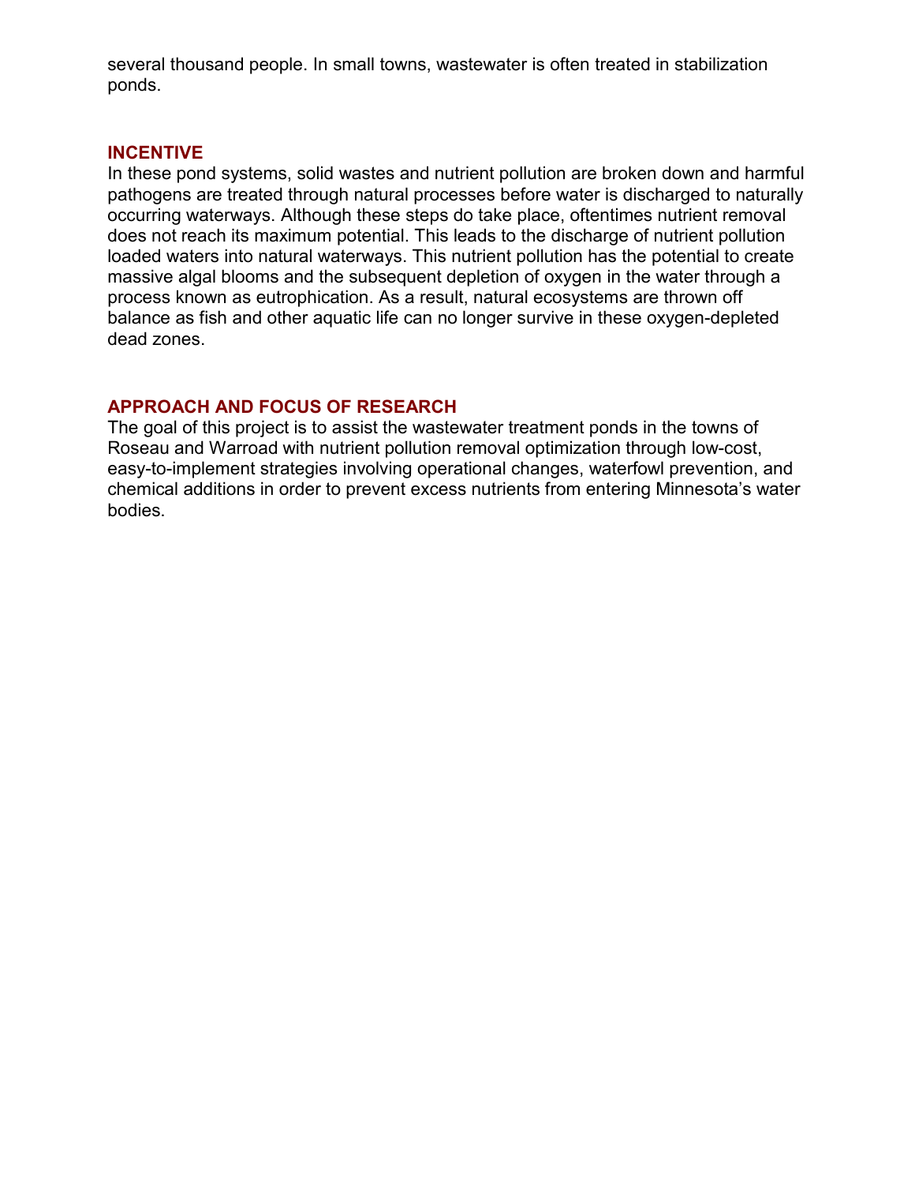several thousand people. In small towns, wastewater is often treated in stabilization ponds.

## INCENTIVE

In these pond systems, solid wastes and nutrient pollution are broken down and harmful pathogens are treated through natural processes before water is discharged to naturally occurring waterways. Although these steps do take place, oftentimes nutrient removal does not reach its maximum potential. This leads to the discharge of nutrient pollution loaded waters into natural waterways. This nutrient pollution has the potential to create massive algal blooms and the subsequent depletion of oxygen in the water through a process known as eutrophication. As a result, natural ecosystems are thrown off balance as fish and other aquatic life can no longer survive in these oxygen-depleted dead zones.

## APPROACH AND FOCUS OF RESEARCH

The goal of this project is to assist the wastewater treatment ponds in the towns of Roseau and Warroad with nutrient pollution removal optimization through low-cost, easy-to-implement strategies involving operational changes, waterfowl prevention, and chemical additions in order to prevent excess nutrients from entering Minnesota's water bodies.